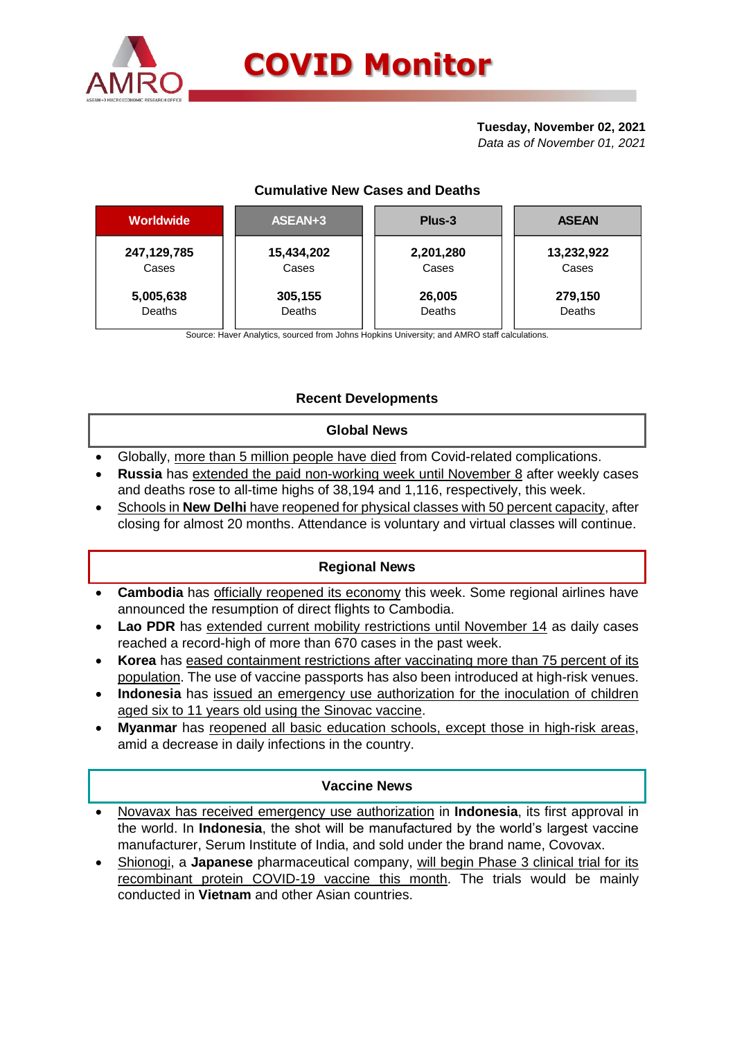# COVID Monitor

**Tuesday, November 02, 2021**
*Data as of November 01, 2021*

### Cumulative New Cases and Deaths

| Worldwide | ASEAN+3 | Plus-3 | ASEAN |
|---|---|---|---|
| **247,129,785** Cases | **15,434,202** Cases | **2,201,280** Cases | **13,232,922** Cases |
| **5,005,638** Deaths | **305,155** Deaths | **26,005** Deaths | **279,150** Deaths |

Source: Haver Analytics, sourced from Johns Hopkins University; and AMRO staff calculations.

## Recent Developments

### Global News

- Globally, more than 5 million people have died from Covid-related complications.
- **Russia** has extended the paid non-working week until November 8 after weekly cases and deaths rose to all-time highs of 38,194 and 1,116, respectively, this week.
- Schools in **New Delhi** have reopened for physical classes with 50 percent capacity, after closing for almost 20 months. Attendance is voluntary and virtual classes will continue.

### Regional News

- **Cambodia** has officially reopened its economy this week. Some regional airlines have announced the resumption of direct flights to Cambodia.
- **Lao PDR** has extended current mobility restrictions until November 14 as daily cases reached a record-high of more than 670 cases in the past week.
- **Korea** has eased containment restrictions after vaccinating more than 75 percent of its population. The use of vaccine passports has also been introduced at high-risk venues.
- **Indonesia** has issued an emergency use authorization for the inoculation of children aged six to 11 years old using the Sinovac vaccine.
- **Myanmar** has reopened all basic education schools, except those in high-risk areas, amid a decrease in daily infections in the country.

### Vaccine News

- Novavax has received emergency use authorization in **Indonesia**, its first approval in the world. In **Indonesia**, the shot will be manufactured by the world's largest vaccine manufacturer, Serum Institute of India, and sold under the brand name, Covovax.
- Shionogi, a **Japanese** pharmaceutical company, will begin Phase 3 clinical trial for its recombinant protein COVID-19 vaccine this month. The trials would be mainly conducted in **Vietnam** and other Asian countries.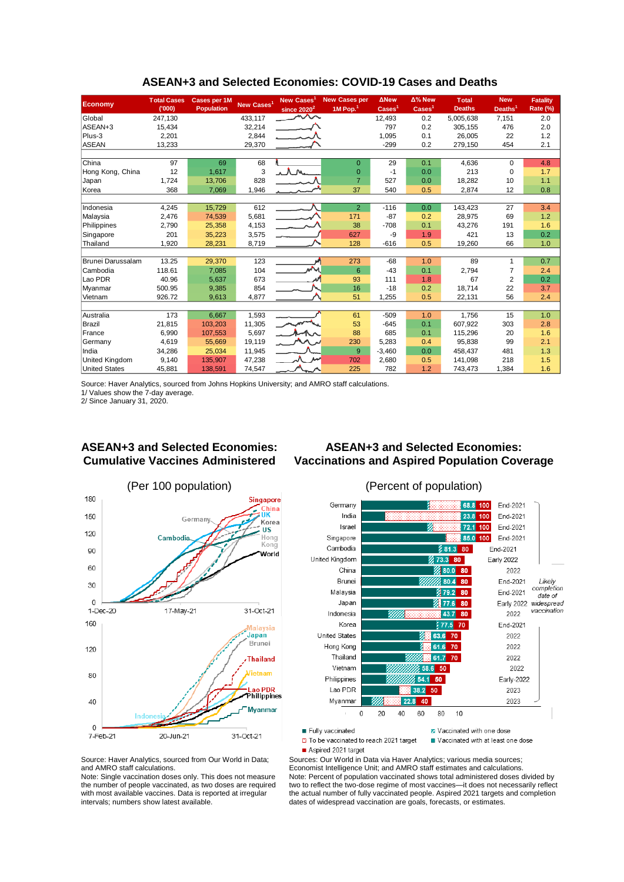## ASEAN+3 and Selected Economies: COVID-19 Cases and Deaths

| Economy | Total Cases ('000) | Cases per 1M Population | New Cases[1] | New Cases[1] since 2020[2] | New Cases per 1M Pop.[1] | ΔNew Cases[1] | Δ% New Cases[1] | Total Deaths | New Deaths[1] | Fatality Rate (%) |
|---|---|---|---|---|---|---|---|---|---|---|
| Global | 247,130 | | 433,117 | | | 12,493 | 0.2 | 5,005,638 | 7,151 | 2.0 |
| ASEAN+3 | 15,434 | | 32,214 | | | 797 | 0.2 | 305,155 | 476 | 2.0 |
| Plus-3 | 2,201 | | 2,844 | | | 1,095 | 0.1 | 26,005 | 22 | 1.2 |
| ASEAN | 13,233 | | 29,370 | | | -299 | 0.2 | 279,150 | 454 | 2.1 |
| | | | | | | | | | | |
| China | 97 | 69 | 68 | | 0 | 29 | 0.1 | 4,636 | 0 | 4.8 |
| Hong Kong, China | 12 | 1,617 | 3 | | 0 | -1 | 0.0 | 213 | 0 | 1.7 |
| Japan | 1,724 | 13,706 | 828 | | 7 | 527 | 0.0 | 18,282 | 10 | 1.1 |
| Korea | 368 | 7,069 | 1,946 | | 37 | 540 | 0.5 | 2,874 | 12 | 0.8 |
| | | | | | | | | | | |
| Indonesia | 4,245 | 15,729 | 612 | | 2 | -116 | 0.0 | 143,423 | 27 | 3.4 |
| Malaysia | 2,476 | 74,539 | 5,681 | | 171 | -87 | 0.2 | 28,975 | 69 | 1.2 |
| Philippines | 2,790 | 25,358 | 4,153 | | 38 | -708 | 0.1 | 43,276 | 191 | 1.6 |
| Singapore | 201 | 35,223 | 3,575 | | 627 | -9 | 1.9 | 421 | 13 | 0.2 |
| Thailand | 1,920 | 28,231 | 8,719 | | 128 | -616 | 0.5 | 19,260 | 66 | 1.0 |
| | | | | | | | | | | |
| Brunei Darussalam | 13.25 | 29,370 | 123 | | 273 | -68 | 1.0 | 89 | 1 | 0.7 |
| Cambodia | 118.61 | 7,085 | 104 | | 6 | -43 | 0.1 | 2,794 | 7 | 2.4 |
| Lao PDR | 40.96 | 5,637 | 673 | | 93 | 111 | 1.8 | 67 | 2 | 0.2 |
| Myanmar | 500.95 | 9,385 | 854 | | 16 | -18 | 0.2 | 18,714 | 22 | 3.7 |
| Vietnam | 926.72 | 9,613 | 4,877 | | 51 | 1,255 | 0.5 | 22,131 | 56 | 2.4 |
| | | | | | | | | | | |
| Australia | 173 | 6,667 | 1,593 | | 61 | -509 | 1.0 | 1,756 | 15 | 1.0 |
| Brazil | 21,815 | 103,203 | 11,305 | | 53 | -645 | 0.1 | 607,922 | 303 | 2.8 |
| France | 6,990 | 107,553 | 5,697 | | 88 | 685 | 0.1 | 115,296 | 20 | 1.6 |
| Germany | 4,619 | 55,669 | 19,119 | | 230 | 5,283 | 0.4 | 95,838 | 99 | 2.1 |
| India | 34,286 | 25,034 | 11,945 | | 9 | -3,460 | 0.0 | 458,437 | 481 | 1.3 |
| United Kingdom | 9,140 | 135,907 | 47,238 | | 702 | 2,680 | 0.5 | 141,098 | 218 | 1.5 |
| United States | 45,881 | 138,591 | 74,547 | | 225 | 782 | 1.2 | 743,473 | 1,384 | 1.6 |

Source: Haver Analytics, sourced from Johns Hopkins University; and AMRO staff calculations.
1/ Values show the 7-day average.
2/ Since January 31, 2020.

## ASEAN+3 and Selected Economies: Cumulative Vaccines Administered

(Per 100 population)

180
150
120
90
60
30
0
1-Dec-20
17-May-21
31-Oct-21

Singapore
China
UK
Korea
US
Hong Kong
World
Germany
Cambodia

160
120
80
40
0
7-Feb-21
20-Jun-21
31-Oct-21

Malaysia
Japan
Brunei
Thailand
Vietnam
Lao PDR
Philippines
Myanmar
Indonesia

Source: Haver Analytics, sourced from Our World in Data; and AMRO staff calculations.
Note: Single vaccination doses only. This does not measure the number of people vaccinated, as two doses are required with most available vaccines. Data is reported at irregular intervals; numbers show latest available.

## ASEAN+3 and Selected Economies: Vaccinations and Aspired Population Coverage

(Percent of population)

Germany 68.8 100 End-2021
India 23.8 100 End-2021
Israel 72.1 100 End-2021
Singapore 85.0 100 End-2021
Cambodia 81.3 80 End-2021
United Kingdom 73.3 80 Early 2022
China 80.0 80 2022
Brunei 80.4 80 End-2021
Malaysia 79.2 80 End-2021
Japan 77.6 80 Early 2022
Indonesia 43.7 80 2022
Korea 77.5 70 End-2021
United States 63.6 70 2022
Hong Kong 61.6 70 2022
Thailand 61.7 70 2022
Vietnam 58.6 50 2022
Philippines 54.1 50 Early-2022
Lao PDR 38.2 50 2023
Myanmar 22.8 40 2023

0 20 40 60 80 10

*Likely completion date of widespread vaccination*

Fully vaccinated
Vaccinated with one dose
To be vaccinated to reach 2021 target
Vaccinated with at least one dose
Aspired 2021 target

Sources: Our World in Data via Haver Analytics; various media sources; Economist Intelligence Unit; and AMRO staff estimates and calculations.
Note: Percent of population vaccinated shows total administered doses divided by two to reflect the two-dose regime of most vaccines—it does not necessarily reflect the actual number of fully vaccinated people. Aspired 2021 targets and completion dates of widespread vaccination are goals, forecasts, or estimates.